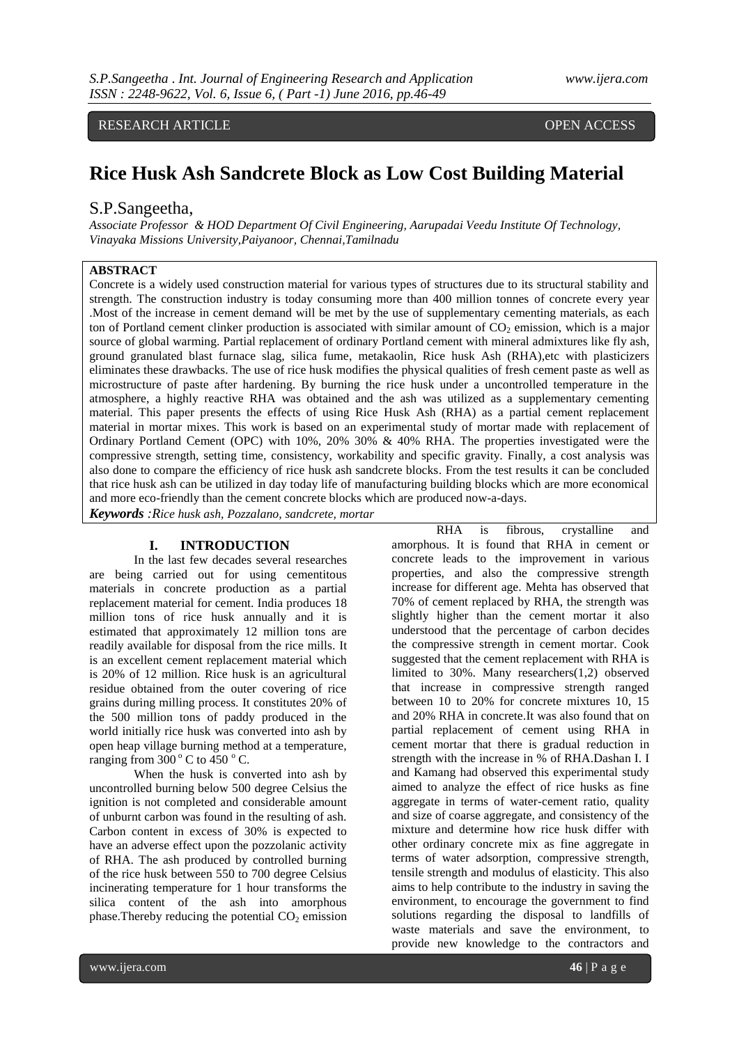RESEARCH ARTICLE OPEN ACCESS

# Rice Husk Ash Sandcrete Block as Low Cost Building Material

S.P.Sangeetha,

*Associate Professor & HOD Department Of Civil Engineering, Aarupadai Veedu Institute Of Technology, Vinayaka Missions University,Paiyanoor, Chennai,Tamilnadu*

**ABSTRACT**

Concrete is a widely used construction material for various types of structures due to its structural stability and strength. The construction industry is today consuming more than 400 million tonnes of concrete every year .Most of the increase in cement demand will be met by the use of supplementary cementing materials, as each ton of Portland cement clinker production is associated with similar amount of $CO_2$ emission, which is a major source of global warming. Partial replacement of ordinary Portland cement with mineral admixtures like fly ash, ground granulated blast furnace slag, silica fume, metakaolin, Rice husk Ash (RHA),etc with plasticizers eliminates these drawbacks. The use of rice husk modifies the physical qualities of fresh cement paste as well as microstructure of paste after hardening. By burning the rice husk under a uncontrolled temperature in the atmosphere, a highly reactive RHA was obtained and the ash was utilized as a supplementary cementing material. This paper presents the effects of using Rice Husk Ash (RHA) as a partial cement replacement material in mortar mixes. This work is based on an experimental study of mortar made with replacement of Ordinary Portland Cement (OPC) with 10%, 20% 30% & 40% RHA. The properties investigated were the compressive strength, setting time, consistency, workability and specific gravity. Finally, a cost analysis was also done to compare the efficiency of rice husk ash sandcrete blocks. From the test results it can be concluded that rice husk ash can be utilized in day today life of manufacturing building blocks which are more economical and more eco-friendly than the cement concrete blocks which are produced now-a-days.

***Keywords*** *:Rice husk ash, Pozzalano, sandcrete, mortar*

## I. INTRODUCTION

In the last few decades several researches are being carried out for using cementitous materials in concrete production as a partial replacement material for cement. India produces 18 million tons of rice husk annually and it is estimated that approximately 12 million tons are readily available for disposal from the rice mills. It is an excellent cement replacement material which is 20% of 12 million. Rice husk is an agricultural residue obtained from the outer covering of rice grains during milling process. It constitutes 20% of the 500 million tons of paddy produced in the world initially rice husk was converted into ash by open heap village burning method at a temperature, ranging from $300\,^{o}$C to $450\,^{o}$C.

When the husk is converted into ash by uncontrolled burning below 500 degree Celsius the ignition is not completed and considerable amount of unburnt carbon was found in the resulting of ash. Carbon content in excess of 30% is expected to have an adverse effect upon the pozzolanic activity of RHA. The ash produced by controlled burning of the rice husk between 550 to 700 degree Celsius incinerating temperature for 1 hour transforms the silica content of the ash into amorphous phase.Thereby reducing the potential $CO_2$ emission

RHA is fibrous, crystalline and amorphous. It is found that RHA in cement or concrete leads to the improvement in various properties, and also the compressive strength increase for different age. Mehta has observed that 70% of cement replaced by RHA, the strength was slightly higher than the cement mortar it also understood that the percentage of carbon decides the compressive strength in cement mortar. Cook suggested that the cement replacement with RHA is limited to 30%. Many researchers(1,2) observed that increase in compressive strength ranged between 10 to 20% for concrete mixtures 10, 15 and 20% RHA in concrete.It was also found that on partial replacement of cement using RHA in cement mortar that there is gradual reduction in strength with the increase in % of RHA.Dashan I. I and Kamang had observed this experimental study aimed to analyze the effect of rice husks as fine aggregate in terms of water-cement ratio, quality and size of coarse aggregate, and consistency of the mixture and determine how rice husk differ with other ordinary concrete mix as fine aggregate in terms of water adsorption, compressive strength, tensile strength and modulus of elasticity. This also aims to help contribute to the industry in saving the environment, to encourage the government to find solutions regarding the disposal to landfills of waste materials and save the environment, to provide new knowledge to the contractors and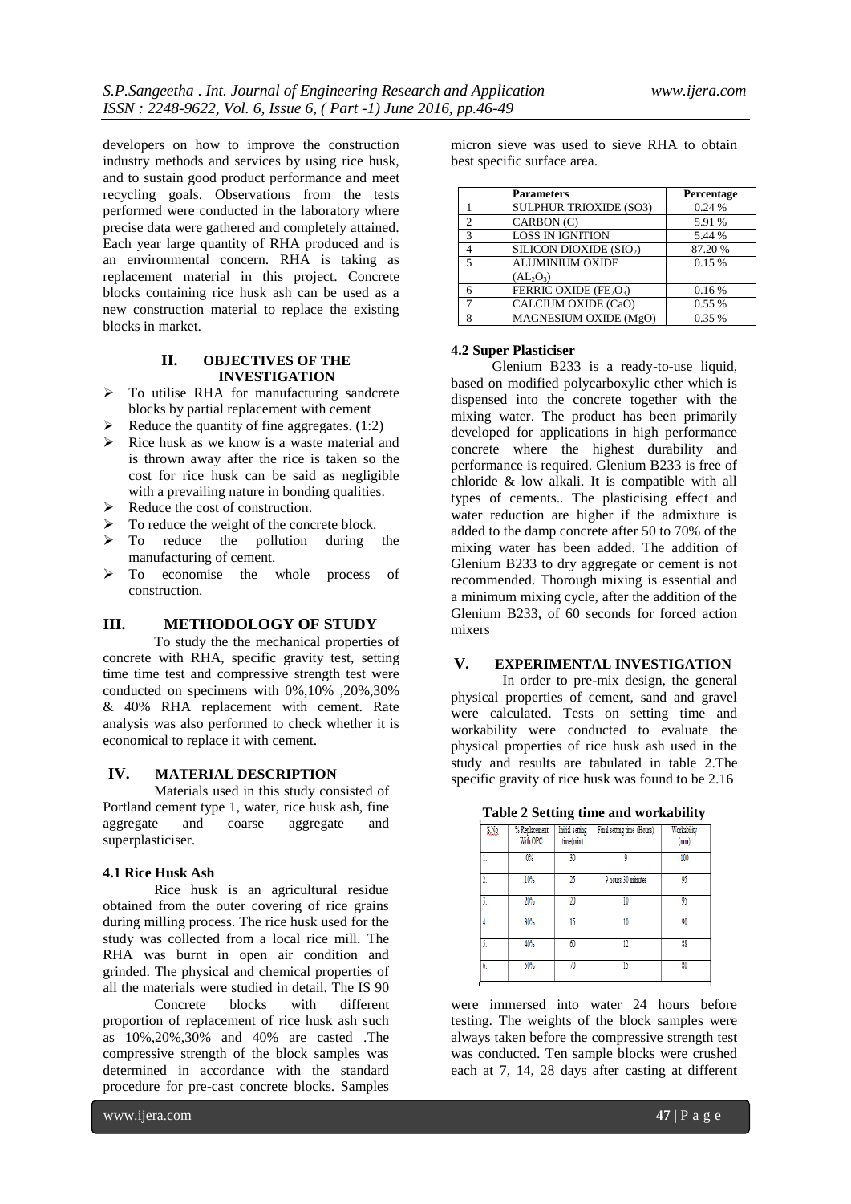developers on how to improve the construction industry methods and services by using rice husk, and to sustain good product performance and meet recycling goals. Observations from the tests performed were conducted in the laboratory where precise data were gathered and completely attained. Each year large quantity of RHA produced and is an environmental concern. RHA is taking as replacement material in this project. Concrete blocks containing rice husk ash can be used as a new construction material to replace the existing blocks in market.

## II. OBJECTIVES OF THE INVESTIGATION

- To utilise RHA for manufacturing sandcrete blocks by partial replacement with cement
- Reduce the quantity of fine aggregates. (1:2)
- Rice husk as we know is a waste material and is thrown away after the rice is taken so the cost for rice husk can be said as negligible with a prevailing nature in bonding qualities.
- Reduce the cost of construction.
- To reduce the weight of the concrete block.
- To reduce the pollution during the manufacturing of cement.
- To economise the whole process of construction.

## III. METHODOLOGY OF STUDY

To study the the mechanical properties of concrete with RHA, specific gravity test, setting time time test and compressive strength test were conducted on specimens with 0%,10% ,20%,30% & 40% RHA replacement with cement. Rate analysis was also performed to check whether it is economical to replace it with cement.

## IV. MATERIAL DESCRIPTION

Materials used in this study consisted of Portland cement type 1, water, rice husk ash, fine aggregate and coarse aggregate and superplasticiser.

### 4.1 Rice Husk Ash

Rice husk is an agricultural residue obtained from the outer covering of rice grains during milling process. The rice husk used for the study was collected from a local rice mill. The RHA was burnt in open air condition and grinded. The physical and chemical properties of all the materials were studied in detail. The IS 90

Concrete blocks with different proportion of replacement of rice husk ash such as 10%,20%,30% and 40% are casted .The compressive strength of the block samples was determined in accordance with the standard procedure for pre-cast concrete blocks. Samples micron sieve was used to sieve RHA to obtain best specific surface area.

| | Parameters | Percentage |
|---|---|---|
| 1 | SULPHUR TRIOXIDE (SO3) | 0.24 % |
| 2 | CARBON (C) | 5.91 % |
| 3 | LOSS IN IGNITION | 5.44 % |
| 4 | SILICON DIOXIDE ($SIO_2$) | 87.20 % |
| 5 | ALUMINIUM OXIDE ($AL_2O_3$) | 0.15 % |
| 6 | FERRIC OXIDE ($FE_2O_3$) | 0.16 % |
| 7 | CALCIUM OXIDE (CaO) | 0.55 % |
| 8 | MAGNESIUM OXIDE (MgO) | 0.35 % |

### 4.2 Super Plasticiser

Glenium B233 is a ready-to-use liquid, based on modified polycarboxylic ether which is dispensed into the concrete together with the mixing water. The product has been primarily developed for applications in high performance concrete where the highest durability and performance is required. Glenium B233 is free of chloride & low alkali. It is compatible with all types of cements.. The plasticising effect and water reduction are higher if the admixture is added to the damp concrete after 50 to 70% of the mixing water has been added. The addition of Glenium B233 to dry aggregate or cement is not recommended. Thorough mixing is essential and a minimum mixing cycle, after the addition of the Glenium B233, of 60 seconds for forced action mixers

## V. EXPERIMENTAL INVESTIGATION

In order to pre-mix design, the general physical properties of cement, sand and gravel were calculated. Tests on setting time and workability were conducted to evaluate the physical properties of rice husk ash used in the study and results are tabulated in table 2.The specific gravity of rice husk was found to be 2.16

**Table 2 Setting time and workability**

| S.No | % Replacement With OPC | Initial setting time(min) | Final setting time (Hours) | Workability (mm) |
|---|---|---|---|---|
| 1. | 0% | 30 | 9 | 100 |
| 2. | 10% | 25 | 9 hours 30 minutes | 95 |
| 3. | 20% | 20 | 10 | 95 |
| 4. | 30% | 15 | 10 | 90 |
| 5. | 40% | 60 | 12 | 88 |
| 6. | 50% | 70 | 15 | 80 |

were immersed into water 24 hours before testing. The weights of the block samples were always taken before the compressive strength test was conducted. Ten sample blocks were crushed each at 7, 14, 28 days after casting at different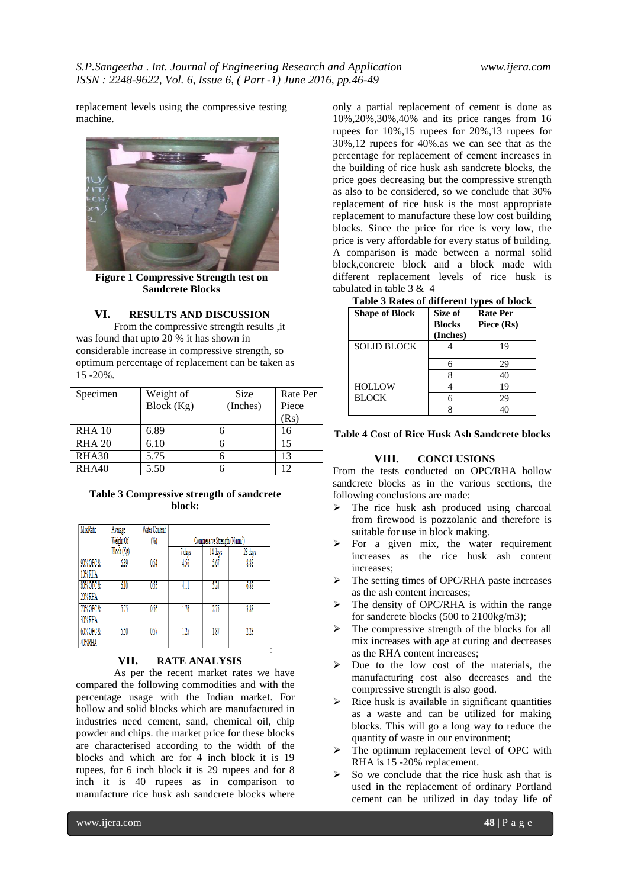replacement levels using the compressive testing machine.

Figure 1 Compressive Strength test on Sandcrete Blocks

## VI. RESULTS AND DISCUSSION

From the compressive strength results ,it was found that upto 20 % it has shown in considerable increase in compressive strength, so optimum percentage of replacement can be taken as 15 -20%.

| Specimen | Weight of Block (Kg) | Size (Inches) | Rate Per Piece (Rs) |
|---|---|---|---|
| RHA 10 | 6.89 | 6 | 16 |
| RHA 20 | 6.10 | 6 | 15 |
| RHA30 | 5.75 | 6 | 13 |
| RHA40 | 5.50 | 6 | 12 |

**Table 3 Compressive strength of sandcrete block:**

| Mix Ratio | Average Weight Of Block (Kg) | Water Content (%) | Compressive Strength ($N/mm^2$) | | |
|---|---|---|---|---|---|
| | | | 7 days | 14 days | 28 days |
| 90% OPC & 10% RHA | 6.89 | 0.54 | 4.56 | 5.67 | 8.88 |
| 80% OPC & 20% RHA | 6.10 | 0.55 | 4.11 | 5.24 | 6.88 |
| 70% OPC & 30% RHA | 5.75 | 0.56 | 1.76 | 2.75 | 3.88 |
| 60% OPC & 40% RHA | 5.50 | 0.57 | 1.25 | 1.87 | 2.23 |

## VII. RATE ANALYSIS

As per the recent market rates we have compared the following commodities and with the percentage usage with the Indian market. For hollow and solid blocks which are manufactured in industries need cement, sand, chemical oil, chip powder and chips. the market price for these blocks are characterised according to the width of the blocks and which are for 4 inch block it is 19 rupees, for 6 inch block it is 29 rupees and for 8 inch it is 40 rupees as in comparison to manufacture rice husk ash sandcrete blocks where only a partial replacement of cement is done as 10%,20%,30%,40% and its price ranges from 16 rupees for 10%,15 rupees for 20%,13 rupees for 30%,12 rupees for 40%.as we can see that as the percentage for replacement of cement increases in the building of rice husk ash sandcrete blocks, the price goes decreasing but the compressive strength as also to be considered, so we conclude that 30% replacement of rice husk is the most appropriate replacement to manufacture these low cost building blocks. Since the price for rice is very low, the price is very affordable for every status of building. A comparison is made between a normal solid block,concrete block and a block made with different replacement levels of rice husk is tabulated in table 3 & 4

**Table 3 Rates of different types of block**

| Shape of Block | Size of Blocks (Inches) | Rate Per Piece (Rs) |
|---|---|---|
| SOLID BLOCK | 4 | 19 |
| | 6 | 29 |
| | 8 | 40 |
| HOLLOW BLOCK | 4 | 19 |
| | 6 | 29 |
| | 8 | 40 |

**Table 4 Cost of Rice Husk Ash Sandcrete blocks**

## VIII. CONCLUSIONS

From the tests conducted on OPC/RHA hollow sandcrete blocks as in the various sections, the following conclusions are made:

- The rice husk ash produced using charcoal from firewood is pozzolanic and therefore is suitable for use in block making.
- For a given mix, the water requirement increases as the rice husk ash content increases;
- The setting times of OPC/RHA paste increases as the ash content increases;
- The density of OPC/RHA is within the range for sandcrete blocks (500 to 2100kg/m3);
- The compressive strength of the blocks for all mix increases with age at curing and decreases as the RHA content increases;
- Due to the low cost of the materials, the manufacturing cost also decreases and the compressive strength is also good.
- Rice husk is available in significant quantities as a waste and can be utilized for making blocks. This will go a long way to reduce the quantity of waste in our environment;
- The optimum replacement level of OPC with RHA is 15 -20% replacement.
- So we conclude that the rice husk ash that is used in the replacement of ordinary Portland cement can be utilized in day today life of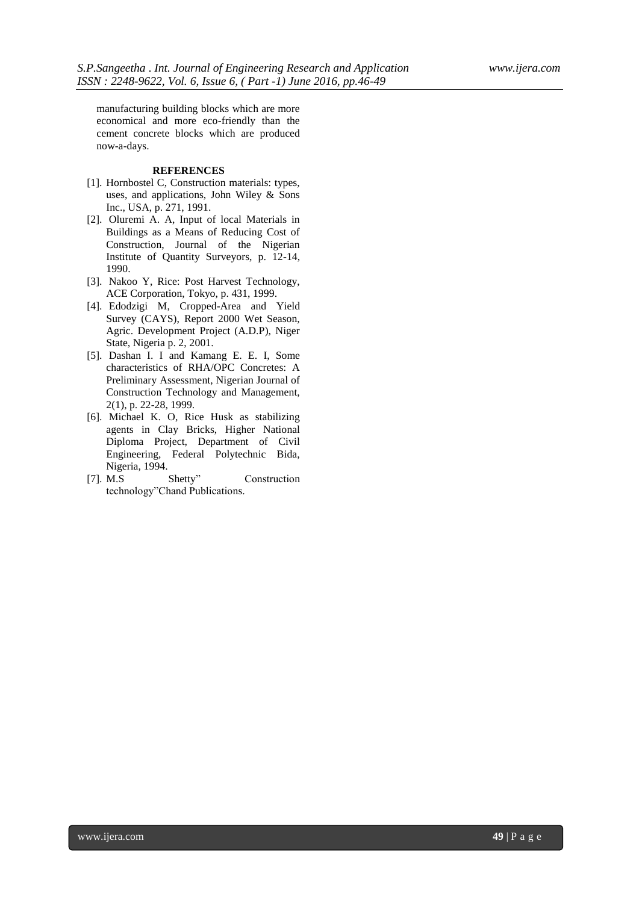manufacturing building blocks which are more economical and more eco-friendly than the cement concrete blocks which are produced now-a-days.

## REFERENCES

[1]. Hornbostel C, Construction materials: types, uses, and applications, John Wiley & Sons Inc., USA, p. 271, 1991.

[2]. Oluremi A. A, Input of local Materials in Buildings as a Means of Reducing Cost of Construction, Journal of the Nigerian Institute of Quantity Surveyors, p. 12-14, 1990.

[3]. Nakoo Y, Rice: Post Harvest Technology, ACE Corporation, Tokyo, p. 431, 1999.

[4]. Edodzigi M, Cropped-Area and Yield Survey (CAYS), Report 2000 Wet Season, Agric. Development Project (A.D.P), Niger State, Nigeria p. 2, 2001.

[5]. Dashan I. I and Kamang E. E. I, Some characteristics of RHA/OPC Concretes: A Preliminary Assessment, Nigerian Journal of Construction Technology and Management, 2(1), p. 22-28, 1999.

[6]. Michael K. O, Rice Husk as stabilizing agents in Clay Bricks, Higher National Diploma Project, Department of Civil Engineering, Federal Polytechnic Bida, Nigeria, 1994.

[7]. M.S Shetty" Construction technology"Chand Publications.